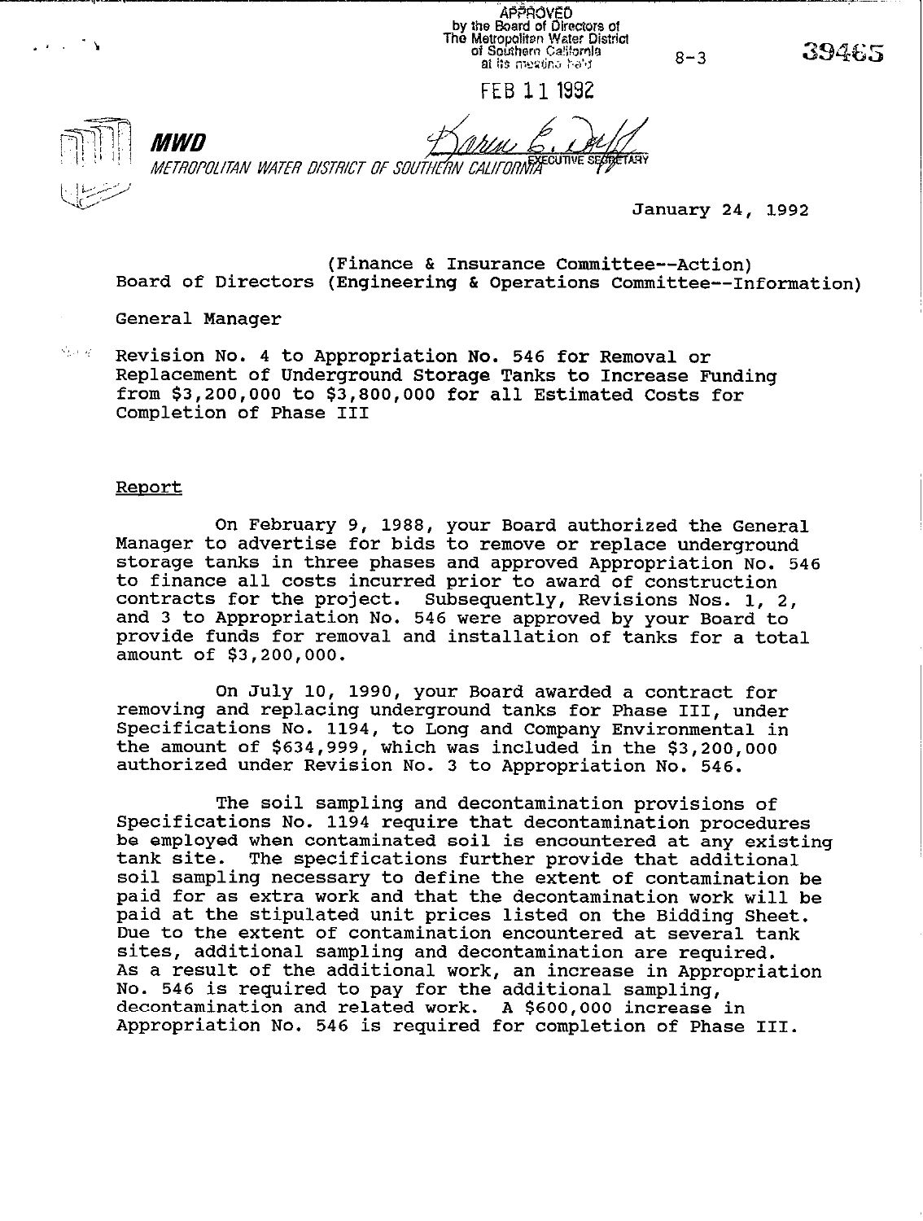APPROVED
by the Board of Directors of
The Metropolitan Water District
of Southern California
at its meeting held

FEB 11 1992

EXECUTIVE SECRETARY

8-3

39465

**MWD**

*METROPOLITAN WATER DISTRICT OF SOUTHERN CALIFORNIA*

January 24, 1992

(Finance & Insurance Committee--Action)
Board of Directors (Engineering & Operations Committee--Information)

General Manager

Revision No. 4 to Appropriation No. 546 for Removal or Replacement of Underground Storage Tanks to Increase Funding from $3,200,000 to $3,800,000 for all Estimated Costs for Completion of Phase III

## Report

On February 9, 1988, your Board authorized the General Manager to advertise for bids to remove or replace underground storage tanks in three phases and approved Appropriation No. 546 to finance all costs incurred prior to award of construction contracts for the project. Subsequently, Revisions Nos. 1, 2, and 3 to Appropriation No. 546 were approved by your Board to provide funds for removal and installation of tanks for a total amount of $3,200,000.

On July 10, 1990, your Board awarded a contract for removing and replacing underground tanks for Phase III, under Specifications No. 1194, to Long and Company Environmental in the amount of $634,999, which was included in the $3,200,000 authorized under Revision No. 3 to Appropriation No. 546.

The soil sampling and decontamination provisions of Specifications No. 1194 require that decontamination procedures be employed when contaminated soil is encountered at any existing tank site. The specifications further provide that additional soil sampling necessary to define the extent of contamination be paid for as extra work and that the decontamination work will be paid at the stipulated unit prices listed on the Bidding Sheet. Due to the extent of contamination encountered at several tank sites, additional sampling and decontamination are required. As a result of the additional work, an increase in Appropriation No. 546 is required to pay for the additional sampling, decontamination and related work. A $600,000 increase in Appropriation No. 546 is required for completion of Phase III.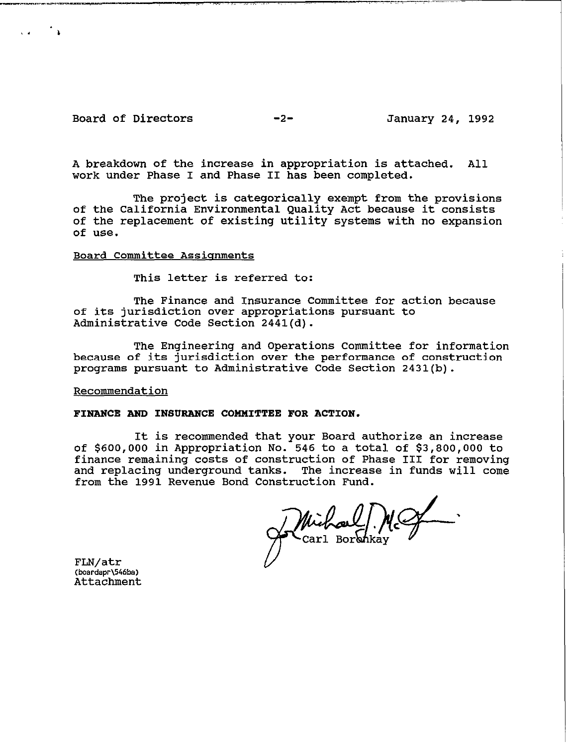A breakdown of the increase in appropriation is attached. All work under Phase I and Phase II has been completed.

The project is categorically exempt from the provisions of the California Environmental Quality Act because it consists of the replacement of existing utility systems with no expansion of use.

Board Committee Assignments

This letter is referred to:

The Finance and Insurance Committee for action because of its jurisdiction over appropriations pursuant to Administrative Code Section 2441(d).

The Engineering and Operations Committee for information because of its jurisdiction over the performance of construction programs pursuant to Administrative Code Section 2431(b).

Recommendation

**FINANCE AND INSURANCE COMMITTEE FOR ACTION.**

It is recommended that your Board authorize an increase of $600,000 in Appropriation No. 546 to a total of $3,800,000 to finance remaining costs of construction of Phase III for removing and replacing underground tanks. The increase in funds will come from the 1991 Revenue Bond Construction Fund.

Carl Boronkay

FLN/atr
(boardapr\546ba)
Attachment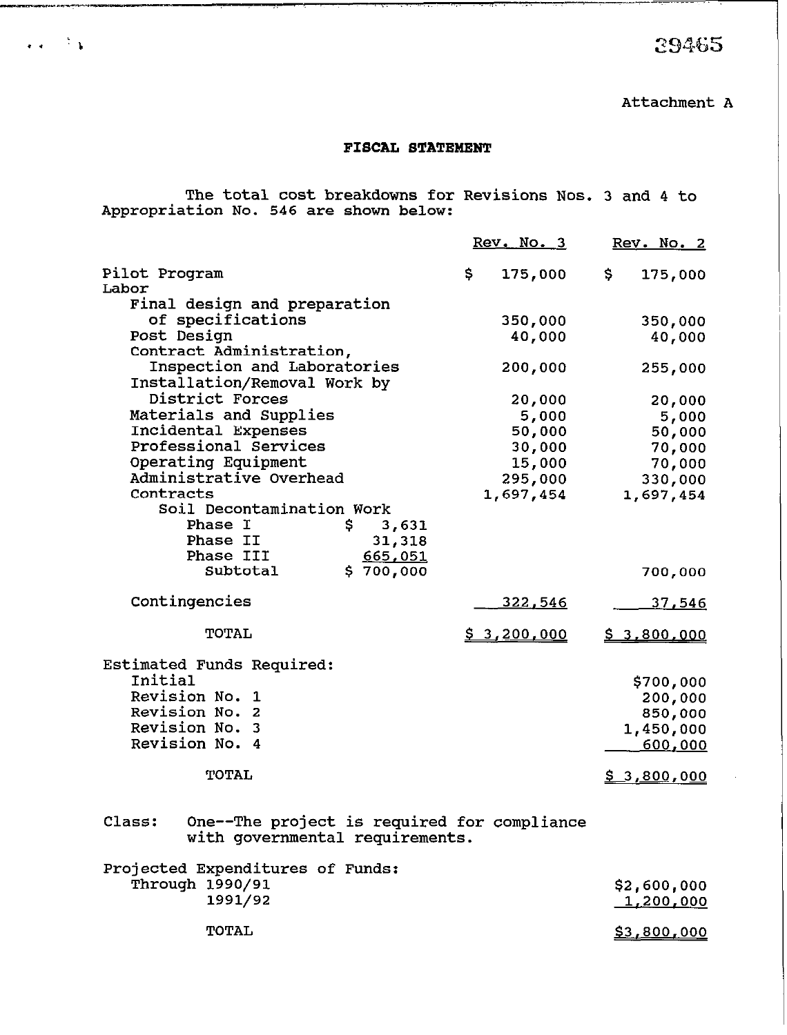29465

Attachment A

**FISCAL STATEMENT**

The total cost breakdowns for Revisions Nos. 3 and 4 to Appropriation No. 546 are shown below:

| | | Rev. No. 3 | Rev. No. 2 |
|---|---|---|---|
| Pilot Program | | $ 175,000 | $ 175,000 |
| Labor | | | |
| Final design and preparation of specifications | | 350,000 | 350,000 |
| Post Design | | 40,000 | 40,000 |
| Contract Administration, Inspection and Laboratories | | 200,000 | 255,000 |
| Installation/Removal Work by District Forces | | 20,000 | 20,000 |
| Materials and Supplies | | 5,000 | 5,000 |
| Incidental Expenses | | 50,000 | 50,000 |
| Professional Services | | 30,000 | 70,000 |
| Operating Equipment | | 15,000 | 70,000 |
| Administrative Overhead | | 295,000 | 330,000 |
| Contracts | | 1,697,454 | 1,697,454 |
| Soil Decontamination Work | | | |
| Phase I | $ 3,631 | | |
| Phase II | 31,318 | | |
| Phase III | 665,051 | | |
| Subtotal | $ 700,000 | | 700,000 |
| Contingencies | | 322,546 | 37,546 |
| TOTAL | | $ 3,200,000 | $ 3,800,000 |

| Estimated Funds Required: | |
|---|---|
| Initial | $700,000 |
| Revision No. 1 | 200,000 |
| Revision No. 2 | 850,000 |
| Revision No. 3 | 1,450,000 |
| Revision No. 4 | 600,000 |
| TOTAL | $ 3,800,000 |

Class: One--The project is required for compliance with governmental requirements.

| Projected Expenditures of Funds: | |
|---|---|
| Through 1990/91 | $2,600,000 |
| 1991/92 | 1,200,000 |
| TOTAL | $3,800,000 |